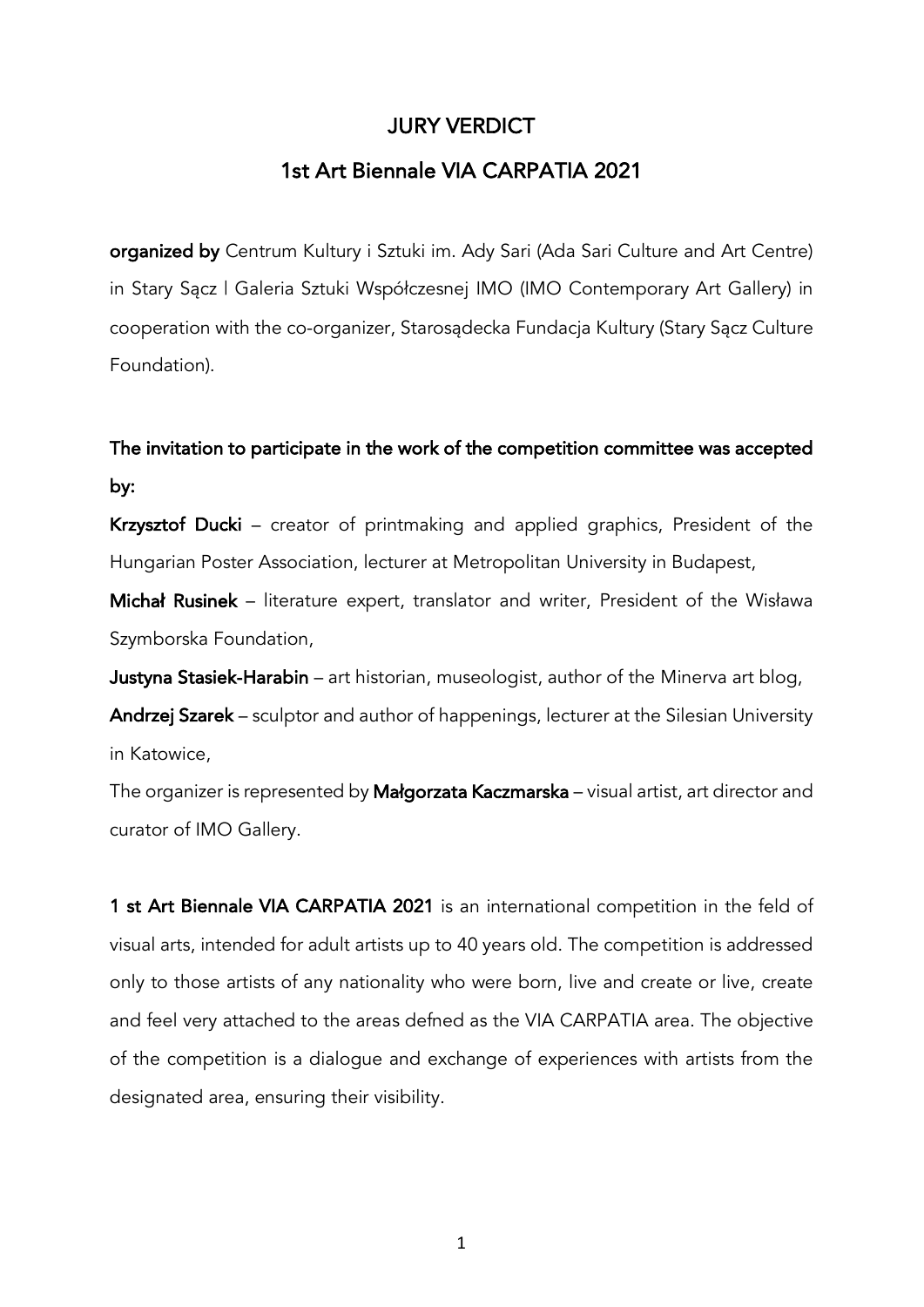# JURY VERDICT

## 1st Art Biennale VIA CARPATIA 2021

**organized by** Centrum Kultury i Sztuki im. Ady Sari (Ada Sari Culture and Art Centre) in Stary Sącz | Galeria Sztuki Współczesnej IMO (IMO Contemporary Art Gallery) in cooperation with the co-organizer, Starosądecka Fundacja Kultury (Stary Sącz Culture Foundation).

**The invitation to participate in the work of the competition committee was accepted by:**

**Krzysztof Ducki** – creator of printmaking and applied graphics, President of the Hungarian Poster Association, lecturer at Metropolitan University in Budapest,

**Michał Rusinek** – literature expert, translator and writer, President of the Wisława Szymborska Foundation,

**Justyna Stasiek-Harabin** – art historian, museologist, author of the Minerva art blog,

**Andrzej Szarek** – sculptor and author of happenings, lecturer at the Silesian University in Katowice,

The organizer is represented by **Małgorzata Kaczmarska** – visual artist, art director and curator of IMO Gallery.

**1 st Art Biennale VIA CARPATIA 2021** is an international competition in the feld of visual arts, intended for adult artists up to 40 years old. The competition is addressed only to those artists of any nationality who were born, live and create or live, create and feel very attached to the areas defned as the VIA CARPATIA area. The objective of the competition is a dialogue and exchange of experiences with artists from the designated area, ensuring their visibility.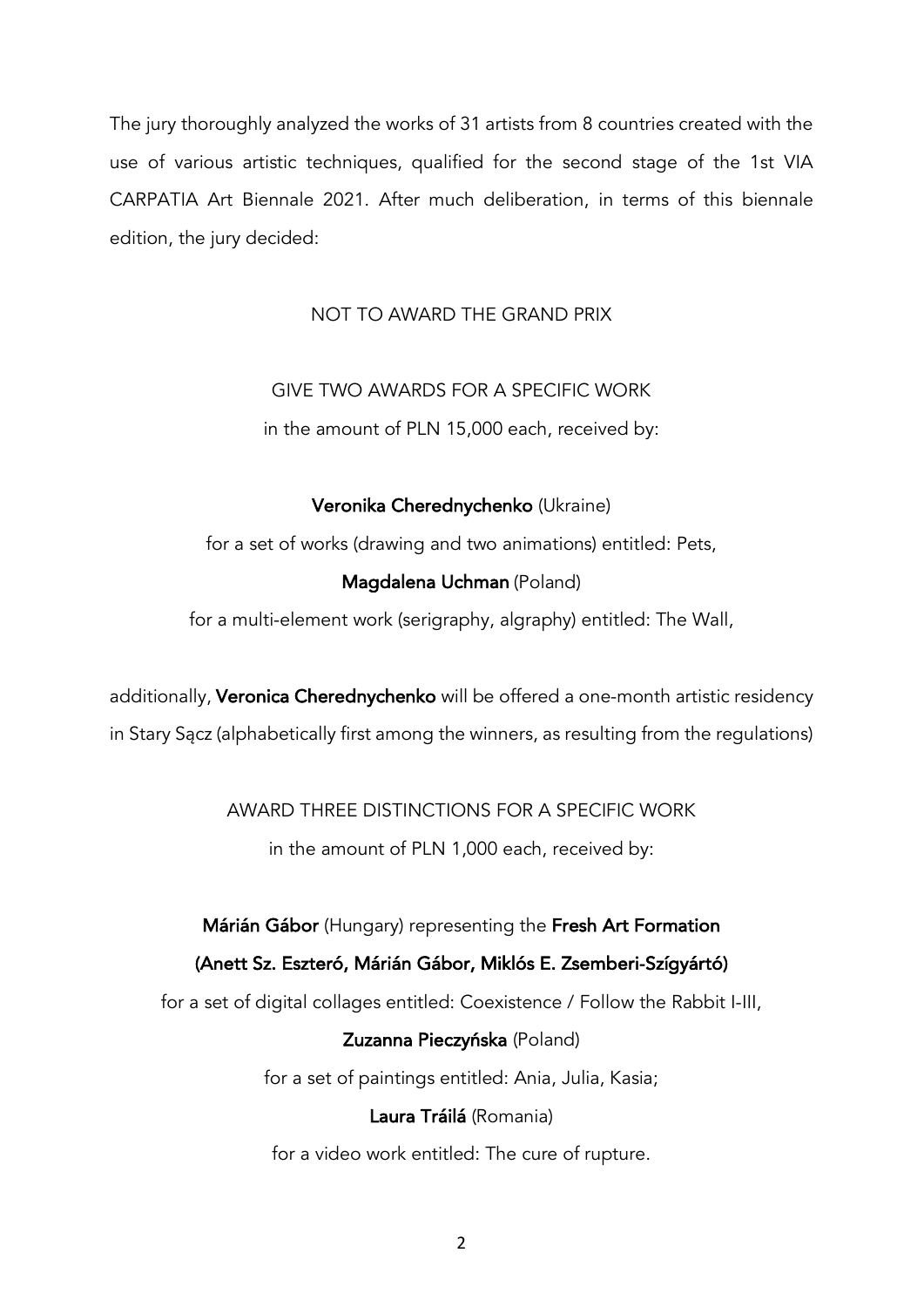The jury thoroughly analyzed the works of 31 artists from 8 countries created with the use of various artistic techniques, qualified for the second stage of the 1st VIA CARPATIA Art Biennale 2021. After much deliberation, in terms of this biennale edition, the jury decided:

NOT TO AWARD THE GRAND PRIX

GIVE TWO AWARDS FOR A SPECIFIC WORK

in the amount of PLN 15,000 each, received by:

**Veronika Cherednychenko** (Ukraine)

for a set of works (drawing and two animations) entitled: Pets,

**Magdalena Uchman** (Poland)

for a multi-element work (serigraphy, algraphy) entitled: The Wall,

additionally, **Veronica Cherednychenko** will be offered a one-month artistic residency in Stary Sącz (alphabetically first among the winners, as resulting from the regulations)

AWARD THREE DISTINCTIONS FOR A SPECIFIC WORK

in the amount of PLN 1,000 each, received by:

**Márián Gábor** (Hungary) representing the **Fresh Art Formation**

**(Anett Sz. Eszteró, Márián Gábor, Miklós E. Zsemberi-Szígyártó)**

for a set of digital collages entitled: Coexistence / Follow the Rabbit I-III,

**Zuzanna Pieczyńska** (Poland)

for a set of paintings entitled: Ania, Julia, Kasia;

**Laura Tráilá** (Romania)

for a video work entitled: The cure of rupture.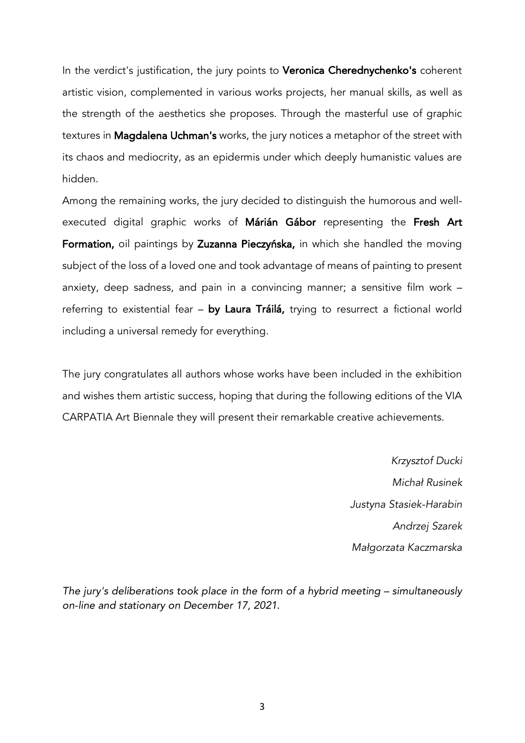In the verdict's justification, the jury points to **Veronica Cherednychenko's** coherent artistic vision, complemented in various works projects, her manual skills, as well as the strength of the aesthetics she proposes. Through the masterful use of graphic textures in **Magdalena Uchman's** works, the jury notices a metaphor of the street with its chaos and mediocrity, as an epidermis under which deeply humanistic values are hidden.

Among the remaining works, the jury decided to distinguish the humorous and well-executed digital graphic works of **Márián Gábor** representing the **Fresh Art Formation,** oil paintings by **Zuzanna Pieczyńska,** in which she handled the moving subject of the loss of a loved one and took advantage of means of painting to present anxiety, deep sadness, and pain in a convincing manner; a sensitive film work – referring to existential fear – **by Laura Tráilá,** trying to resurrect a fictional world including a universal remedy for everything.

The jury congratulates all authors whose works have been included in the exhibition and wishes them artistic success, hoping that during the following editions of the VIA CARPATIA Art Biennale they will present their remarkable creative achievements.

*Krzysztof Ducki*
*Michał Rusinek*
*Justyna Stasiek-Harabin*
*Andrzej Szarek*
*Małgorzata Kaczmarska*

*The jury's deliberations took place in the form of a hybrid meeting – simultaneously on-line and stationary on December 17, 2021.*